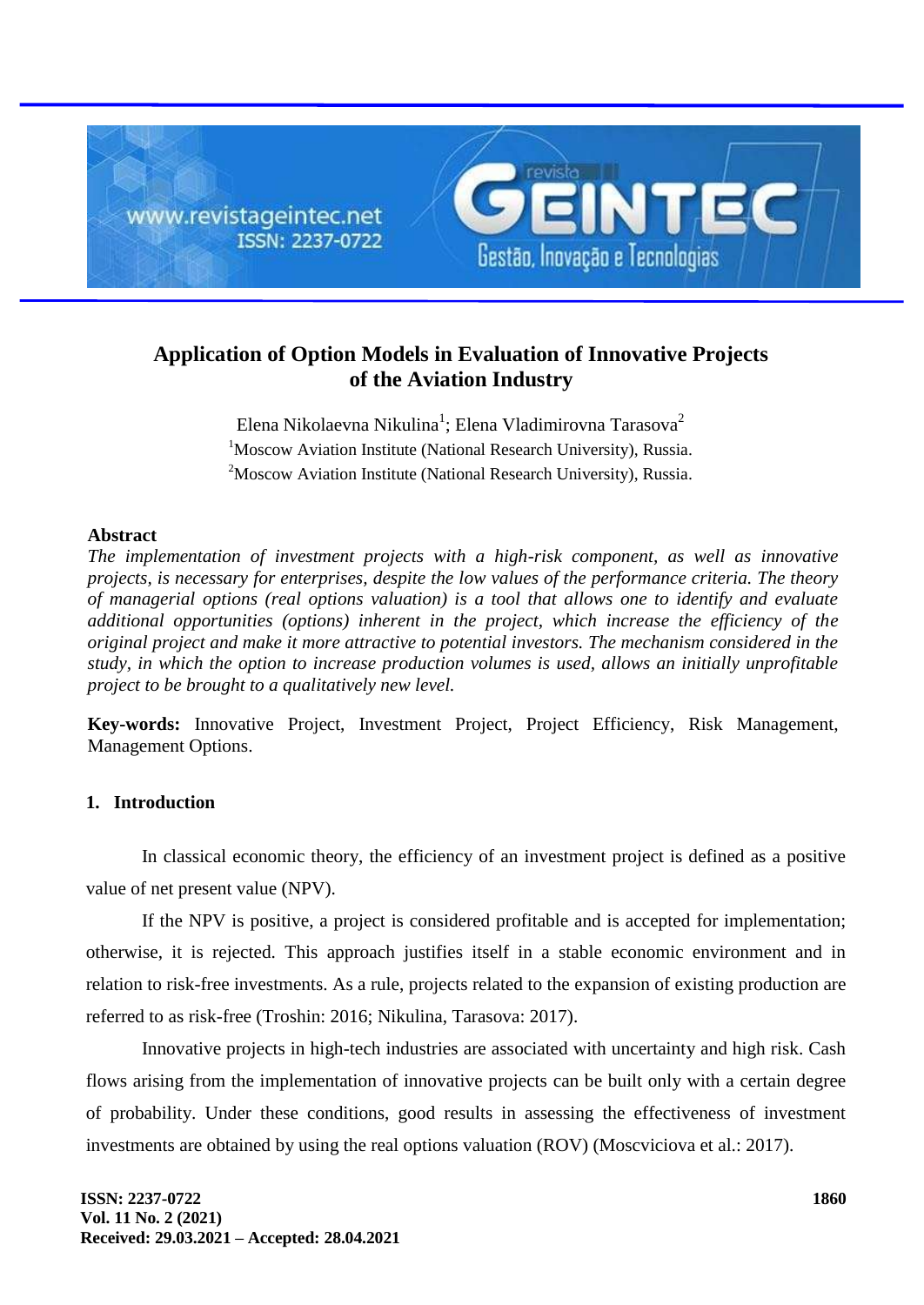# Application of Option Models in Evaluation of Innovative Projects of the Aviation Industry

Elena Nikolaevna Nikulina[1]; Elena Vladimirovna Tarasova[2]

[1]Moscow Aviation Institute (National Research University), Russia.

[2]Moscow Aviation Institute (National Research University), Russia.

## Abstract

*The implementation of investment projects with a high-risk component, as well as innovative projects, is necessary for enterprises, despite the low values of the performance criteria. The theory of managerial options (real options valuation) is a tool that allows one to identify and evaluate additional opportunities (options) inherent in the project, which increase the efficiency of the original project and make it more attractive to potential investors. The mechanism considered in the study, in which the option to increase production volumes is used, allows an initially unprofitable project to be brought to a qualitatively new level.*

**Key-words:** Innovative Project, Investment Project, Project Efficiency, Risk Management, Management Options.

## 1. Introduction

In classical economic theory, the efficiency of an investment project is defined as a positive value of net present value (NPV).

If the NPV is positive, a project is considered profitable and is accepted for implementation; otherwise, it is rejected. This approach justifies itself in a stable economic environment and in relation to risk-free investments. As a rule, projects related to the expansion of existing production are referred to as risk-free (Troshin: 2016; Nikulina, Tarasova: 2017).

Innovative projects in high-tech industries are associated with uncertainty and high risk. Cash flows arising from the implementation of innovative projects can be built only with a certain degree of probability. Under these conditions, good results in assessing the effectiveness of investment investments are obtained by using the real options valuation (ROV) (Moscviciova et al.: 2017).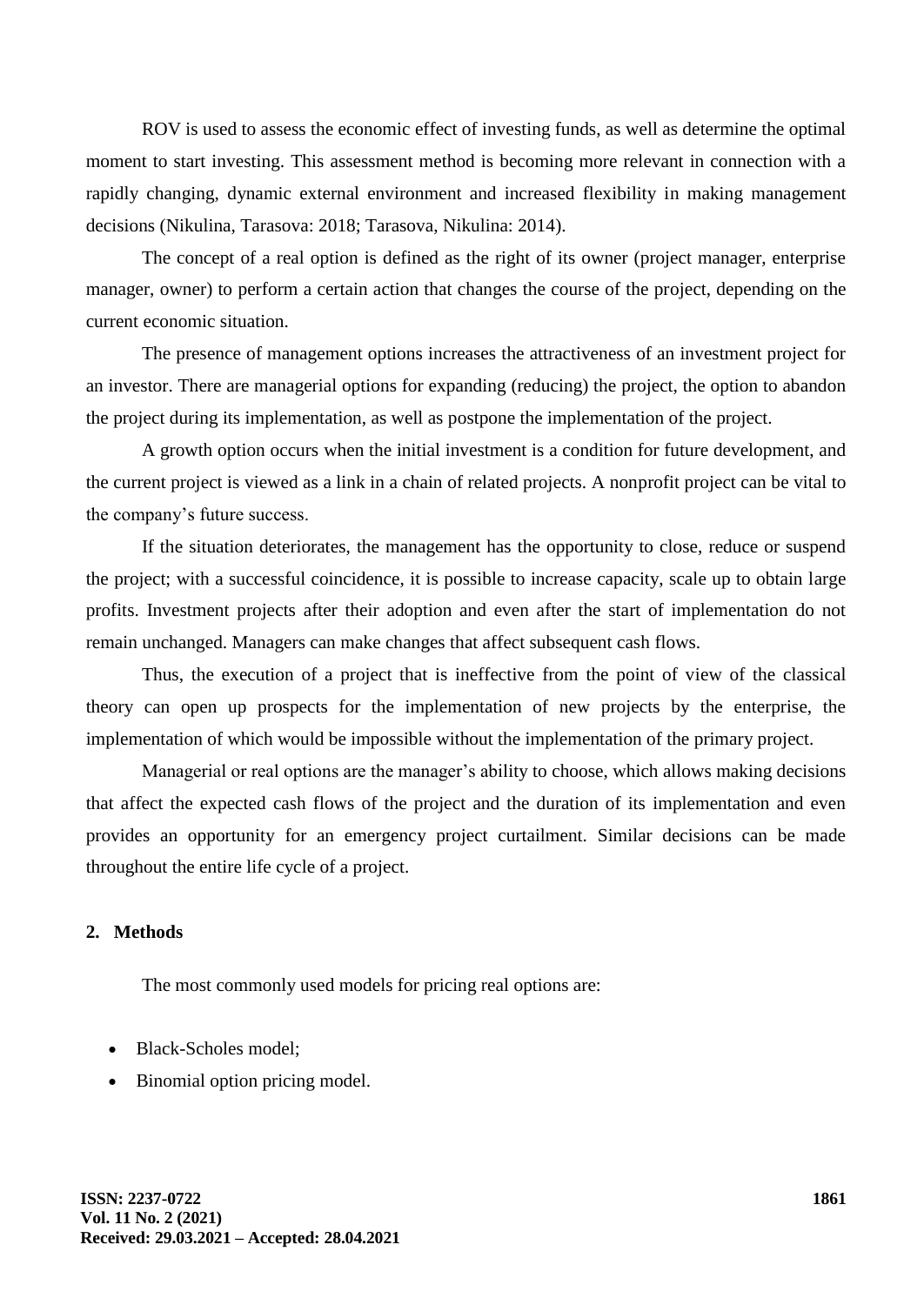ROV is used to assess the economic effect of investing funds, as well as determine the optimal moment to start investing. This assessment method is becoming more relevant in connection with a rapidly changing, dynamic external environment and increased flexibility in making management decisions (Nikulina, Tarasova: 2018; Tarasova, Nikulina: 2014).

The concept of a real option is defined as the right of its owner (project manager, enterprise manager, owner) to perform a certain action that changes the course of the project, depending on the current economic situation.

The presence of management options increases the attractiveness of an investment project for an investor. There are managerial options for expanding (reducing) the project, the option to abandon the project during its implementation, as well as postpone the implementation of the project.

A growth option occurs when the initial investment is a condition for future development, and the current project is viewed as a link in a chain of related projects. A nonprofit project can be vital to the company's future success.

If the situation deteriorates, the management has the opportunity to close, reduce or suspend the project; with a successful coincidence, it is possible to increase capacity, scale up to obtain large profits. Investment projects after their adoption and even after the start of implementation do not remain unchanged. Managers can make changes that affect subsequent cash flows.

Thus, the execution of a project that is ineffective from the point of view of the classical theory can open up prospects for the implementation of new projects by the enterprise, the implementation of which would be impossible without the implementation of the primary project.

Managerial or real options are the manager's ability to choose, which allows making decisions that affect the expected cash flows of the project and the duration of its implementation and even provides an opportunity for an emergency project curtailment. Similar decisions can be made throughout the entire life cycle of a project.

## 2. Methods

The most commonly used models for pricing real options are:

- Black-Scholes model;
- Binomial option pricing model.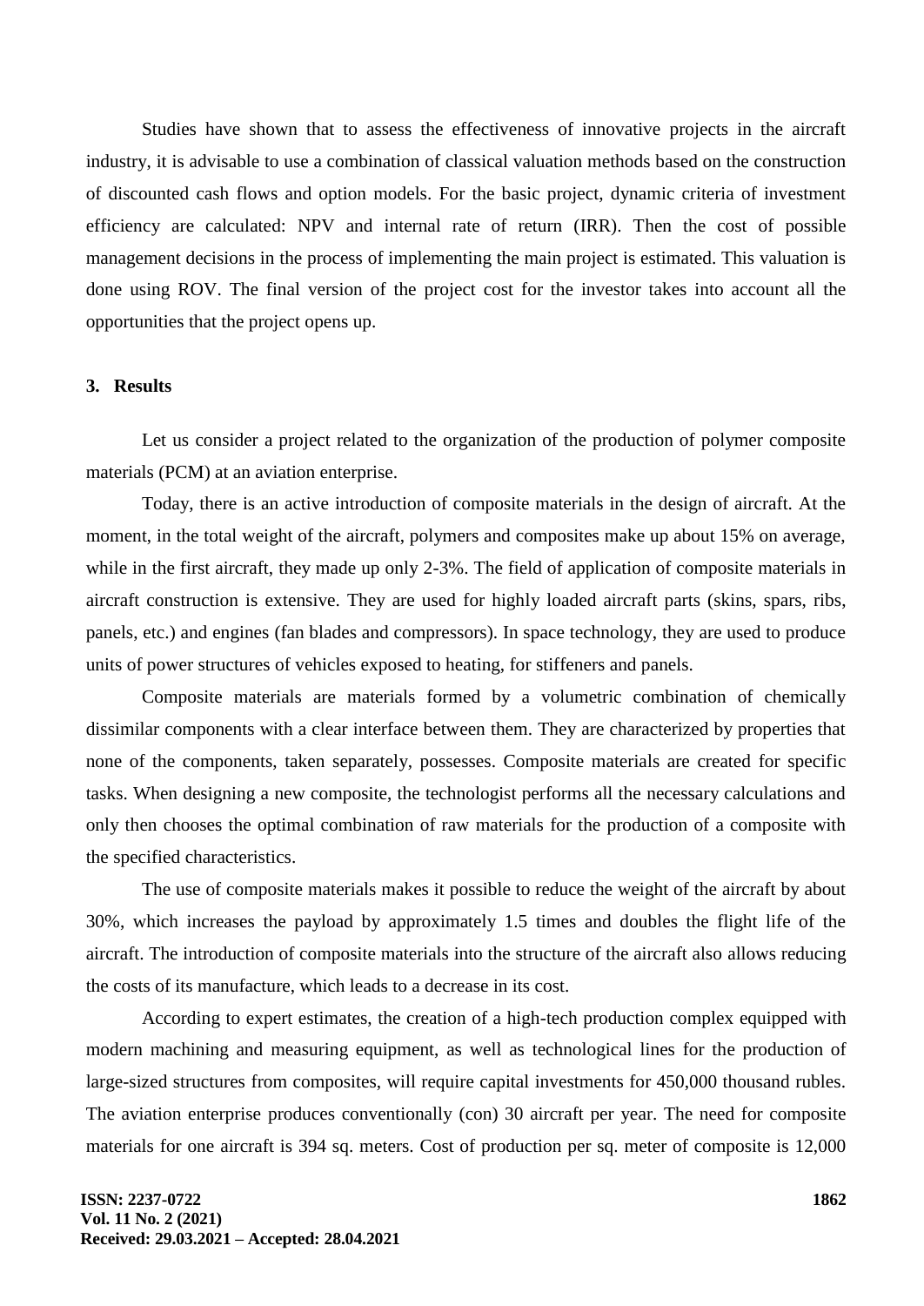Studies have shown that to assess the effectiveness of innovative projects in the aircraft industry, it is advisable to use a combination of classical valuation methods based on the construction of discounted cash flows and option models. For the basic project, dynamic criteria of investment efficiency are calculated: NPV and internal rate of return (IRR). Then the cost of possible management decisions in the process of implementing the main project is estimated. This valuation is done using ROV. The final version of the project cost for the investor takes into account all the opportunities that the project opens up.

## 3. Results

Let us consider a project related to the organization of the production of polymer composite materials (PCM) at an aviation enterprise.

Today, there is an active introduction of composite materials in the design of aircraft. At the moment, in the total weight of the aircraft, polymers and composites make up about 15% on average, while in the first aircraft, they made up only 2-3%. The field of application of composite materials in aircraft construction is extensive. They are used for highly loaded aircraft parts (skins, spars, ribs, panels, etc.) and engines (fan blades and compressors). In space technology, they are used to produce units of power structures of vehicles exposed to heating, for stiffeners and panels.

Composite materials are materials formed by a volumetric combination of chemically dissimilar components with a clear interface between them. They are characterized by properties that none of the components, taken separately, possesses. Composite materials are created for specific tasks. When designing a new composite, the technologist performs all the necessary calculations and only then chooses the optimal combination of raw materials for the production of a composite with the specified characteristics.

The use of composite materials makes it possible to reduce the weight of the aircraft by about 30%, which increases the payload by approximately 1.5 times and doubles the flight life of the aircraft. The introduction of composite materials into the structure of the aircraft also allows reducing the costs of its manufacture, which leads to a decrease in its cost.

According to expert estimates, the creation of a high-tech production complex equipped with modern machining and measuring equipment, as well as technological lines for the production of large-sized structures from composites, will require capital investments for 450,000 thousand rubles. The aviation enterprise produces conventionally (con) 30 aircraft per year. The need for composite materials for one aircraft is 394 sq. meters. Cost of production per sq. meter of composite is 12,000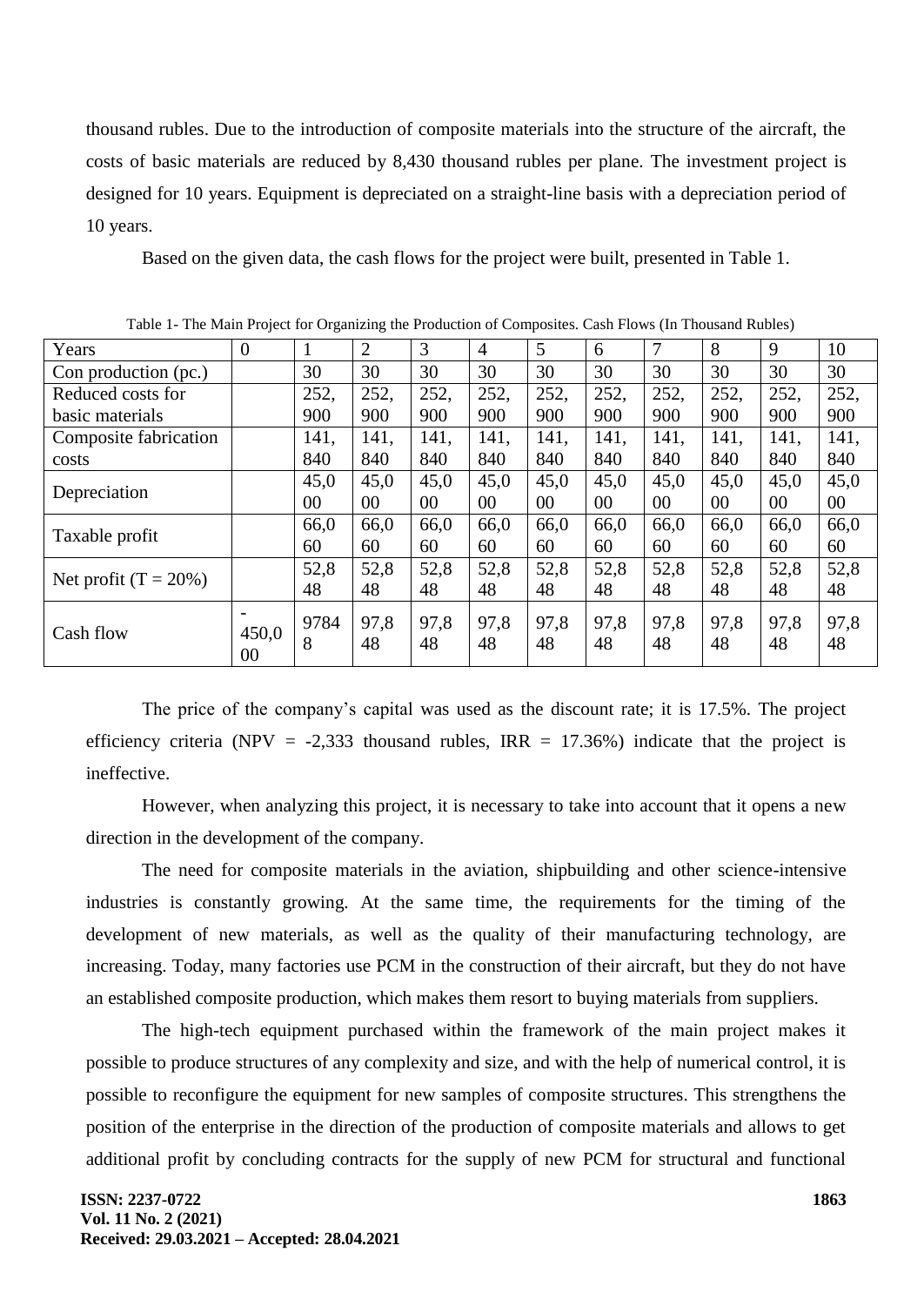thousand rubles. Due to the introduction of composite materials into the structure of the aircraft, the costs of basic materials are reduced by 8,430 thousand rubles per plane. The investment project is designed for 10 years. Equipment is depreciated on a straight-line basis with a depreciation period of 10 years.

Based on the given data, the cash flows for the project were built, presented in Table 1.

Table 1- The Main Project for Organizing the Production of Composites. Cash Flows (In Thousand Rubles)

| Years | 0 | 1 | 2 | 3 | 4 | 5 | 6 | 7 | 8 | 9 | 10 |
|---|---|---|---|---|---|---|---|---|---|---|---|
| Con production (pc.) | | 30 | 30 | 30 | 30 | 30 | 30 | 30 | 30 | 30 | 30 |
| Reduced costs for basic materials | | 252,900 | 252,900 | 252,900 | 252,900 | 252,900 | 252,900 | 252,900 | 252,900 | 252,900 | 252,900 |
| Composite fabrication costs | | 141,840 | 141,840 | 141,840 | 141,840 | 141,840 | 141,840 | 141,840 | 141,840 | 141,840 | 141,840 |
| Depreciation | | 45,000 | 45,000 | 45,000 | 45,000 | 45,000 | 45,000 | 45,000 | 45,000 | 45,000 | 45,000 |
| Taxable profit | | 66,060 | 66,060 | 66,060 | 66,060 | 66,060 | 66,060 | 66,060 | 66,060 | 66,060 | 66,060 |
| Net profit (T = 20%) | | 52,848 | 52,848 | 52,848 | 52,848 | 52,848 | 52,848 | 52,848 | 52,848 | 52,848 | 52,848 |
| Cash flow | -450,000 | 97848 | 97,848 | 97,848 | 97,848 | 97,848 | 97,848 | 97,848 | 97,848 | 97,848 | 97,848 |

The price of the company's capital was used as the discount rate; it is 17.5%. The project efficiency criteria (NPV = -2,333 thousand rubles, IRR = 17.36%) indicate that the project is ineffective.

However, when analyzing this project, it is necessary to take into account that it opens a new direction in the development of the company.

The need for composite materials in the aviation, shipbuilding and other science-intensive industries is constantly growing. At the same time, the requirements for the timing of the development of new materials, as well as the quality of their manufacturing technology, are increasing. Today, many factories use PCM in the construction of their aircraft, but they do not have an established composite production, which makes them resort to buying materials from suppliers.

The high-tech equipment purchased within the framework of the main project makes it possible to produce structures of any complexity and size, and with the help of numerical control, it is possible to reconfigure the equipment for new samples of composite structures. This strengthens the position of the enterprise in the direction of the production of composite materials and allows to get additional profit by concluding contracts for the supply of new PCM for structural and functional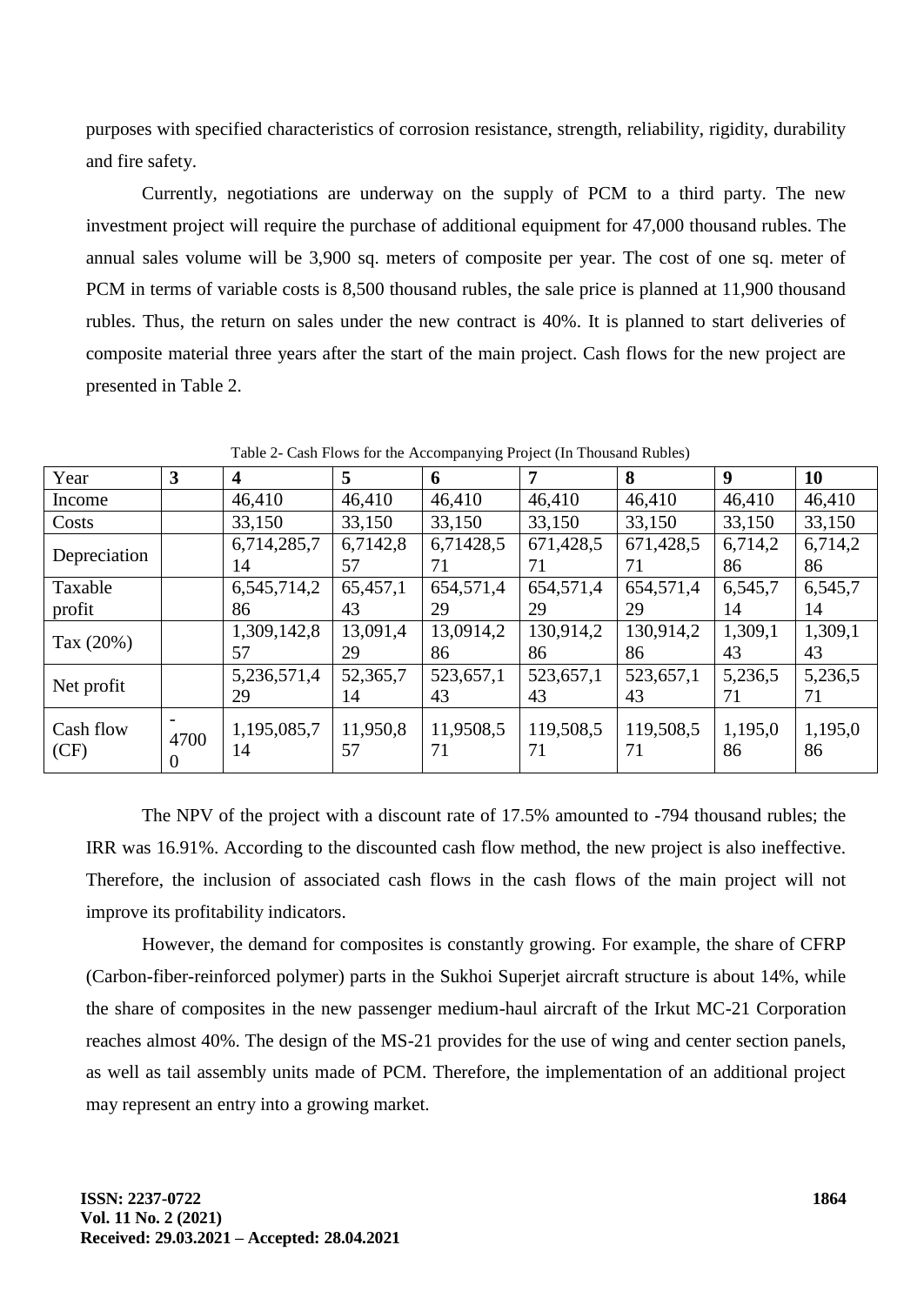purposes with specified characteristics of corrosion resistance, strength, reliability, rigidity, durability and fire safety.

Currently, negotiations are underway on the supply of PCM to a third party. The new investment project will require the purchase of additional equipment for 47,000 thousand rubles. The annual sales volume will be 3,900 sq. meters of composite per year. The cost of one sq. meter of PCM in terms of variable costs is 8,500 thousand rubles, the sale price is planned at 11,900 thousand rubles. Thus, the return on sales under the new contract is 40%. It is planned to start deliveries of composite material three years after the start of the main project. Cash flows for the new project are presented in Table 2.

Table 2- Cash Flows for the Accompanying Project (In Thousand Rubles)

| Year | 3 | 4 | 5 | 6 | 7 | 8 | 9 | 10 |
|---|---|---|---|---|---|---|---|---|
| Income | | 46,410 | 46,410 | 46,410 | 46,410 | 46,410 | 46,410 | 46,410 |
| Costs | | 33,150 | 33,150 | 33,150 | 33,150 | 33,150 | 33,150 | 33,150 |
| Depreciation | | 6,714,285,714 | 6,7142,857 | 6,71428,571 | 671,428,571 | 671,428,571 | 6,714,286 | 6,714,286 |
| Taxable profit | | 6,545,714,286 | 65,457,143 | 654,571,429 | 654,571,429 | 654,571,429 | 6,545,714 | 6,545,714 |
| Tax (20%) | | 1,309,142,857 | 13,091,429 | 13,0914,286 | 130,914,286 | 130,914,286 | 1,309,143 | 1,309,143 |
| Net profit | | 5,236,571,429 | 52,365,714 | 523,657,143 | 523,657,143 | 523,657,143 | 5,236,571 | 5,236,571 |
| Cash flow (CF) | -47000 | 1,195,085,714 | 11,950,857 | 11,9508,571 | 119,508,571 | 119,508,571 | 1,195,086 | 1,195,086 |

The NPV of the project with a discount rate of 17.5% amounted to -794 thousand rubles; the IRR was 16.91%. According to the discounted cash flow method, the new project is also ineffective. Therefore, the inclusion of associated cash flows in the cash flows of the main project will not improve its profitability indicators.

However, the demand for composites is constantly growing. For example, the share of CFRP (Carbon-fiber-reinforced polymer) parts in the Sukhoi Superjet aircraft structure is about 14%, while the share of composites in the new passenger medium-haul aircraft of the Irkut MC-21 Corporation reaches almost 40%. The design of the MS-21 provides for the use of wing and center section panels, as well as tail assembly units made of PCM. Therefore, the implementation of an additional project may represent an entry into a growing market.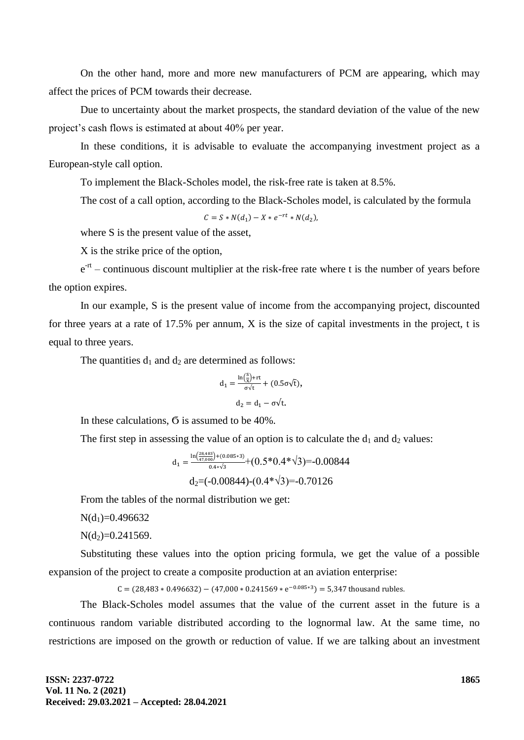On the other hand, more and more new manufacturers of PCM are appearing, which may affect the prices of PCM towards their decrease.

Due to uncertainty about the market prospects, the standard deviation of the value of the new project's cash flows is estimated at about 40% per year.

In these conditions, it is advisable to evaluate the accompanying investment project as a European-style call option.

To implement the Black-Scholes model, the risk-free rate is taken at 8.5%.

The cost of a call option, according to the Black-Scholes model, is calculated by the formula

$$C = S * N(d_1) - X * e^{-rt} * N(d_2),$$

where S is the present value of the asset,

X is the strike price of the option,

$e^{-rt}$ – continuous discount multiplier at the risk-free rate where t is the number of years before the option expires.

In our example, S is the present value of income from the accompanying project, discounted for three years at a rate of 17.5% per annum, X is the size of capital investments in the project, t is equal to three years.

The quantities $d_1$ and $d_2$ are determined as follows:

$$d_1 = \frac{\ln\left(\frac{S}{X}\right)+rt}{\sigma\sqrt{t}} + (0.5\sigma\sqrt{t}),$$

$$d_2 = d_1 - \sigma\sqrt{t}.$$

In these calculations, $\sigma$ is assumed to be 40%.

The first step in assessing the value of an option is to calculate the $d_1$ and $d_2$ values:

$$d_1 = \frac{\ln\left(\frac{28{,}483}{47{,}000}\right)+(0.085*3)}{0.4*\sqrt{3}} + (0.5*0.4*\sqrt{3}) = -0.00844$$

$$d_2 = (-0.00844) - (0.4*\sqrt{3}) = -0.70126$$

From the tables of the normal distribution we get:

$N(d_1)=0.496632$

$N(d_2)=0.241569$.

Substituting these values into the option pricing formula, we get the value of a possible expansion of the project to create a composite production at an aviation enterprise:

$$C = (28{,}483 * 0.496632) - (47{,}000 * 0.241569 * e^{-0.085*3}) = 5{,}347 \text{ thousand rubles.}$$

The Black-Scholes model assumes that the value of the current asset in the future is a continuous random variable distributed according to the lognormal law. At the same time, no restrictions are imposed on the growth or reduction of value. If we are talking about an investment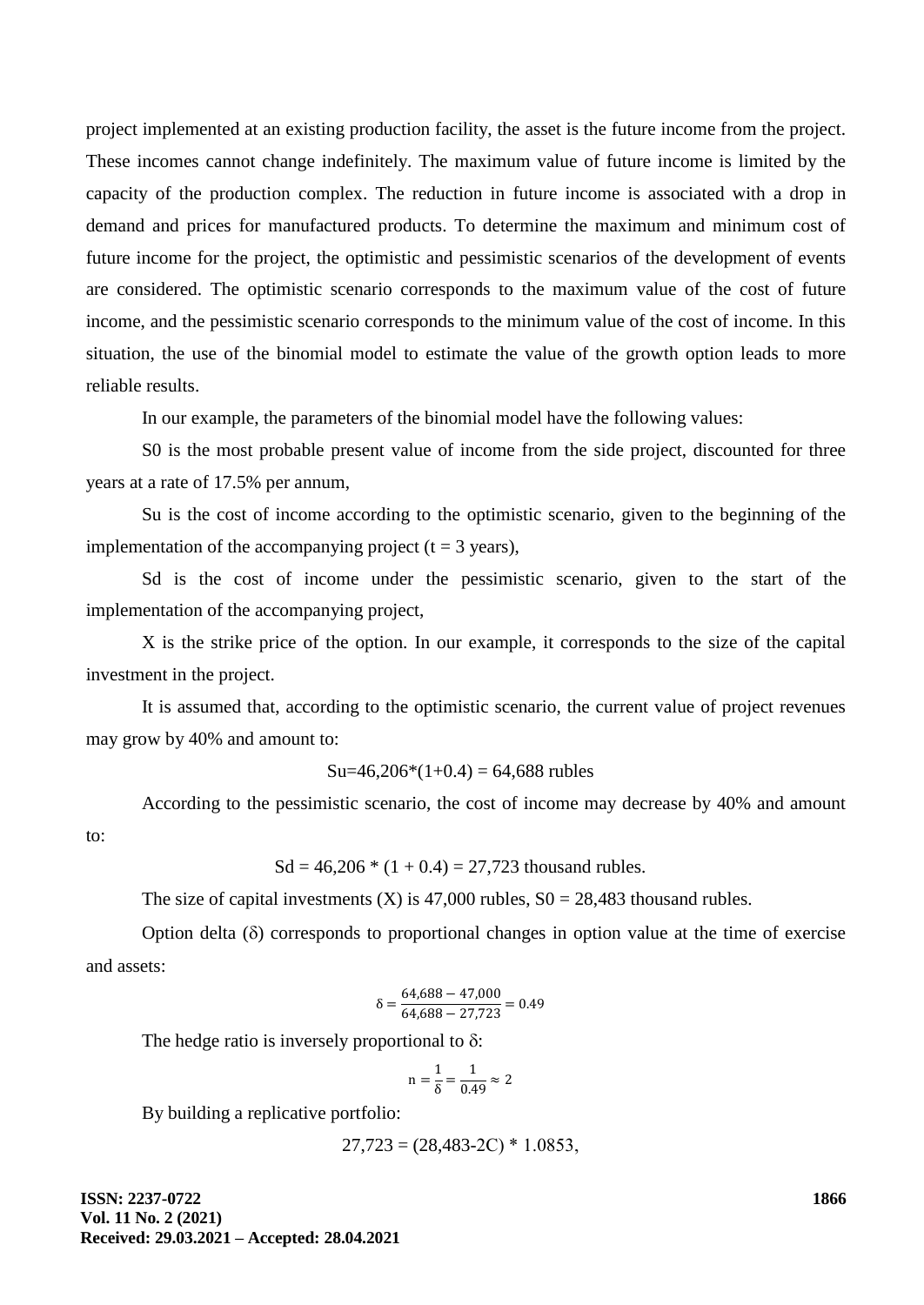project implemented at an existing production facility, the asset is the future income from the project. These incomes cannot change indefinitely. The maximum value of future income is limited by the capacity of the production complex. The reduction in future income is associated with a drop in demand and prices for manufactured products. To determine the maximum and minimum cost of future income for the project, the optimistic and pessimistic scenarios of the development of events are considered. The optimistic scenario corresponds to the maximum value of the cost of future income, and the pessimistic scenario corresponds to the minimum value of the cost of income. In this situation, the use of the binomial model to estimate the value of the growth option leads to more reliable results.

In our example, the parameters of the binomial model have the following values:

S0 is the most probable present value of income from the side project, discounted for three years at a rate of 17.5% per annum,

Su is the cost of income according to the optimistic scenario, given to the beginning of the implementation of the accompanying project (t = 3 years),

Sd is the cost of income under the pessimistic scenario, given to the start of the implementation of the accompanying project,

X is the strike price of the option. In our example, it corresponds to the size of the capital investment in the project.

It is assumed that, according to the optimistic scenario, the current value of project revenues may grow by 40% and amount to:

Su=46,206*(1+0.4) = 64,688 rubles

According to the pessimistic scenario, the cost of income may decrease by 40% and amount to:

Sd = 46,206 * (1 + 0.4) = 27,723 thousand rubles.

The size of capital investments (X) is 47,000 rubles, S0 = 28,483 thousand rubles.

Option delta (δ) corresponds to proportional changes in option value at the time of exercise and assets:

$$\delta = \frac{64{,}688 - 47{,}000}{64{,}688 - 27{,}723} = 0.49$$

The hedge ratio is inversely proportional to δ:

$$\mathrm{n} = \frac{1}{\delta} = \frac{1}{0.49} \approx 2$$

By building a replicative portfolio:

$$27{,}723 = (28{,}483 - 2C) * 1.0853,$$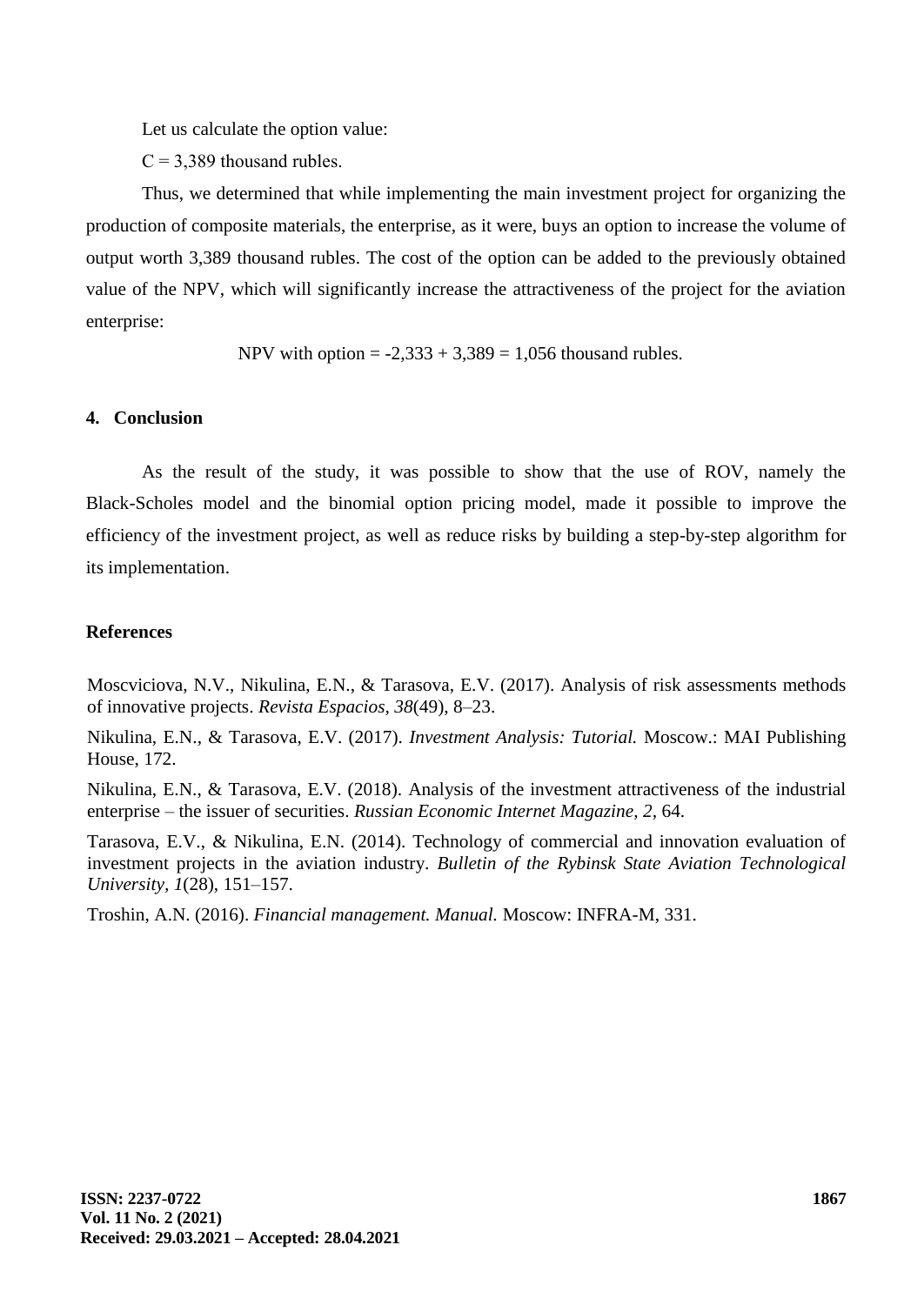Let us calculate the option value:

$C = 3{,}389$ thousand rubles.

Thus, we determined that while implementing the main investment project for organizing the production of composite materials, the enterprise, as it were, buys an option to increase the volume of output worth 3,389 thousand rubles. The cost of the option can be added to the previously obtained value of the NPV, which will significantly increase the attractiveness of the project for the aviation enterprise:

$$\text{NPV with option} = -2{,}333 + 3{,}389 = 1{,}056 \text{ thousand rubles.}$$

## 4. Conclusion

As the result of the study, it was possible to show that the use of ROV, namely the Black-Scholes model and the binomial option pricing model, made it possible to improve the efficiency of the investment project, as well as reduce risks by building a step-by-step algorithm for its implementation.

## References

Moscviciova, N.V., Nikulina, E.N., & Tarasova, E.V. (2017). Analysis of risk assessments methods of innovative projects. *Revista Espacios*, *38*(49), 8–23.

Nikulina, E.N., & Tarasova, E.V. (2017). *Investment Analysis: Tutorial.* Moscow.: MAI Publishing House, 172.

Nikulina, E.N., & Tarasova, E.V. (2018). Analysis of the investment attractiveness of the industrial enterprise – the issuer of securities. *Russian Economic Internet Magazine*, *2*, 64.

Tarasova, E.V., & Nikulina, E.N. (2014). Technology of commercial and innovation evaluation of investment projects in the aviation industry. *Bulletin of the Rybinsk State Aviation Technological University*, *1*(28), 151–157.

Troshin, A.N. (2016). *Financial management. Manual.* Moscow: INFRA-M, 331.